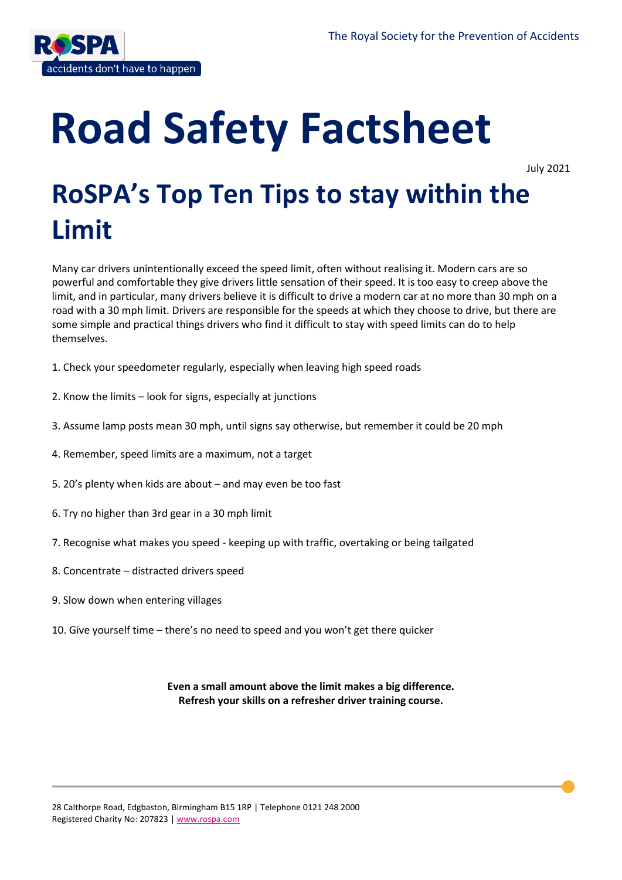# Road Safety Factsheet

July 2021

## RoSPA's Top Ten Tips to stay within the Limit

Many car drivers unintentionally exceed the speed limit, often without realising it. Modern cars are so powerful and comfortable they give drivers little sensation of their speed. It is too easy to creep above the limit, and in particular, many drivers believe it is difficult to drive a modern car at no more than 30 mph on a road with a 30 mph limit. Drivers are responsible for the speeds at which they choose to drive, but there are some simple and practical things drivers who find it difficult to stay with speed limits can do to help themselves.

1. Check your speedometer regularly, especially when leaving high speed roads

2. Know the limits – look for signs, especially at junctions

3. Assume lamp posts mean 30 mph, until signs say otherwise, but remember it could be 20 mph

4. Remember, speed limits are a maximum, not a target

5. 20's plenty when kids are about – and may even be too fast

6. Try no higher than 3rd gear in a 30 mph limit

7. Recognise what makes you speed - keeping up with traffic, overtaking or being tailgated

8. Concentrate – distracted drivers speed

9. Slow down when entering villages

10. Give yourself time – there's no need to speed and you won't get there quicker

**Even a small amount above the limit makes a big difference.**
**Refresh your skills on a refresher driver training course.**

28 Calthorpe Road, Edgbaston, Birmingham B15 1RP | Telephone 0121 248 2000
Registered Charity No: 207823 | www.rospa.com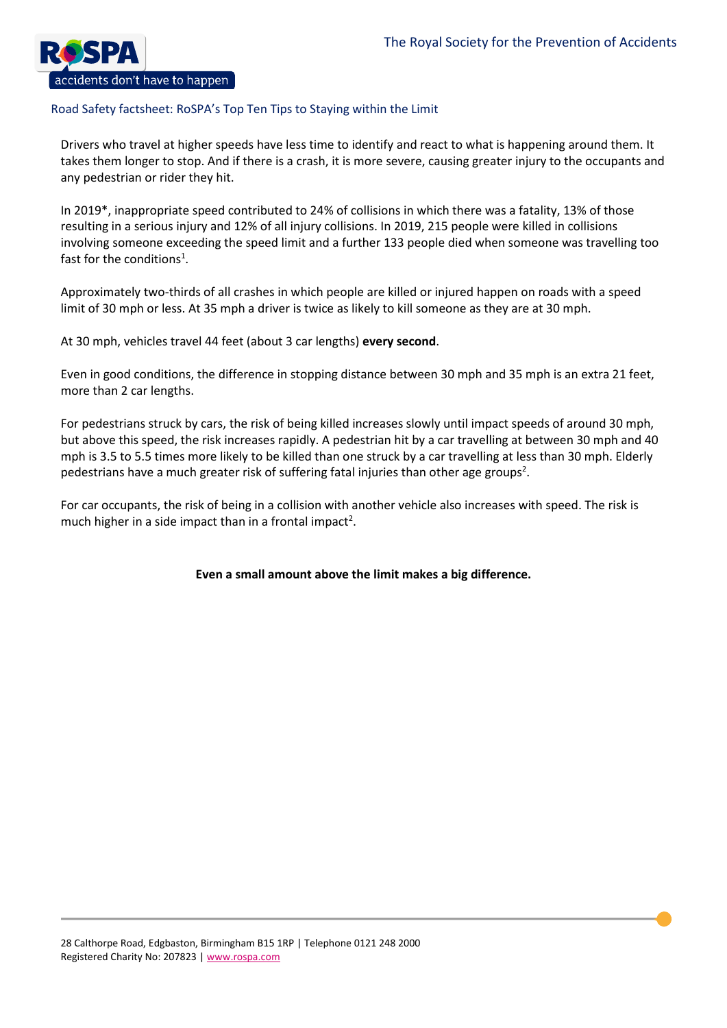Road Safety factsheet: RoSPA's Top Ten Tips to Staying within the Limit

Drivers who travel at higher speeds have less time to identify and react to what is happening around them. It takes them longer to stop. And if there is a crash, it is more severe, causing greater injury to the occupants and any pedestrian or rider they hit.

In 2019*, inappropriate speed contributed to 24% of collisions in which there was a fatality, 13% of those resulting in a serious injury and 12% of all injury collisions. In 2019, 215 people were killed in collisions involving someone exceeding the speed limit and a further 133 people died when someone was travelling too fast for the conditions[1].

Approximately two-thirds of all crashes in which people are killed or injured happen on roads with a speed limit of 30 mph or less. At 35 mph a driver is twice as likely to kill someone as they are at 30 mph.

At 30 mph, vehicles travel 44 feet (about 3 car lengths) **every second**.

Even in good conditions, the difference in stopping distance between 30 mph and 35 mph is an extra 21 feet, more than 2 car lengths.

For pedestrians struck by cars, the risk of being killed increases slowly until impact speeds of around 30 mph, but above this speed, the risk increases rapidly. A pedestrian hit by a car travelling at between 30 mph and 40 mph is 3.5 to 5.5 times more likely to be killed than one struck by a car travelling at less than 30 mph. Elderly pedestrians have a much greater risk of suffering fatal injuries than other age groups[2].

For car occupants, the risk of being in a collision with another vehicle also increases with speed. The risk is much higher in a side impact than in a frontal impact[2].

**Even a small amount above the limit makes a big difference.**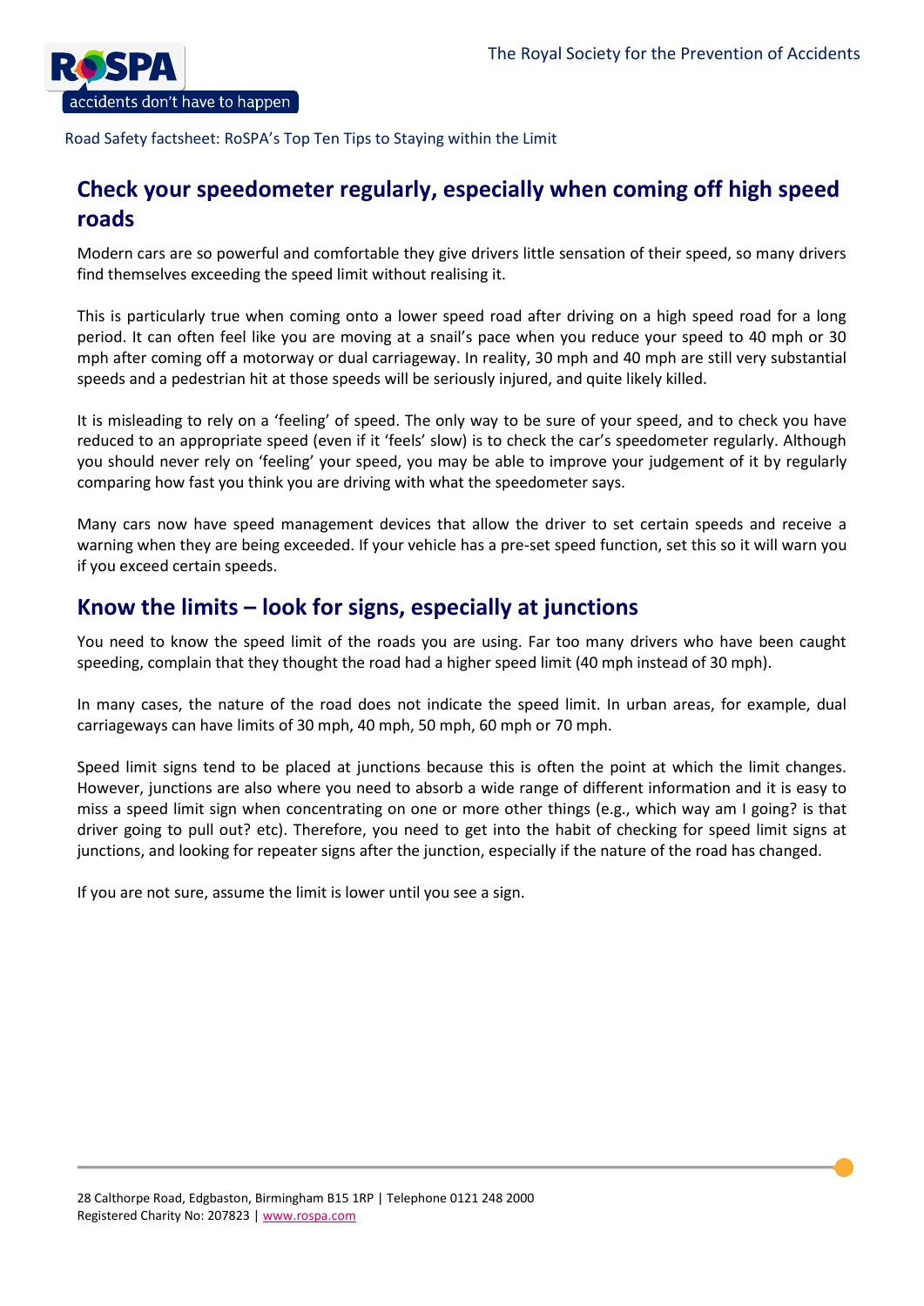## Check your speedometer regularly, especially when coming off high speed roads

Modern cars are so powerful and comfortable they give drivers little sensation of their speed, so many drivers find themselves exceeding the speed limit without realising it.

This is particularly true when coming onto a lower speed road after driving on a high speed road for a long period. It can often feel like you are moving at a snail's pace when you reduce your speed to 40 mph or 30 mph after coming off a motorway or dual carriageway. In reality, 30 mph and 40 mph are still very substantial speeds and a pedestrian hit at those speeds will be seriously injured, and quite likely killed.

It is misleading to rely on a 'feeling' of speed. The only way to be sure of your speed, and to check you have reduced to an appropriate speed (even if it 'feels' slow) is to check the car's speedometer regularly. Although you should never rely on 'feeling' your speed, you may be able to improve your judgement of it by regularly comparing how fast you think you are driving with what the speedometer says.

Many cars now have speed management devices that allow the driver to set certain speeds and receive a warning when they are being exceeded. If your vehicle has a pre-set speed function, set this so it will warn you if you exceed certain speeds.

## Know the limits – look for signs, especially at junctions

You need to know the speed limit of the roads you are using. Far too many drivers who have been caught speeding, complain that they thought the road had a higher speed limit (40 mph instead of 30 mph).

In many cases, the nature of the road does not indicate the speed limit. In urban areas, for example, dual carriageways can have limits of 30 mph, 40 mph, 50 mph, 60 mph or 70 mph.

Speed limit signs tend to be placed at junctions because this is often the point at which the limit changes. However, junctions are also where you need to absorb a wide range of different information and it is easy to miss a speed limit sign when concentrating on one or more other things (e.g., which way am I going? is that driver going to pull out? etc). Therefore, you need to get into the habit of checking for speed limit signs at junctions, and looking for repeater signs after the junction, especially if the nature of the road has changed.

If you are not sure, assume the limit is lower until you see a sign.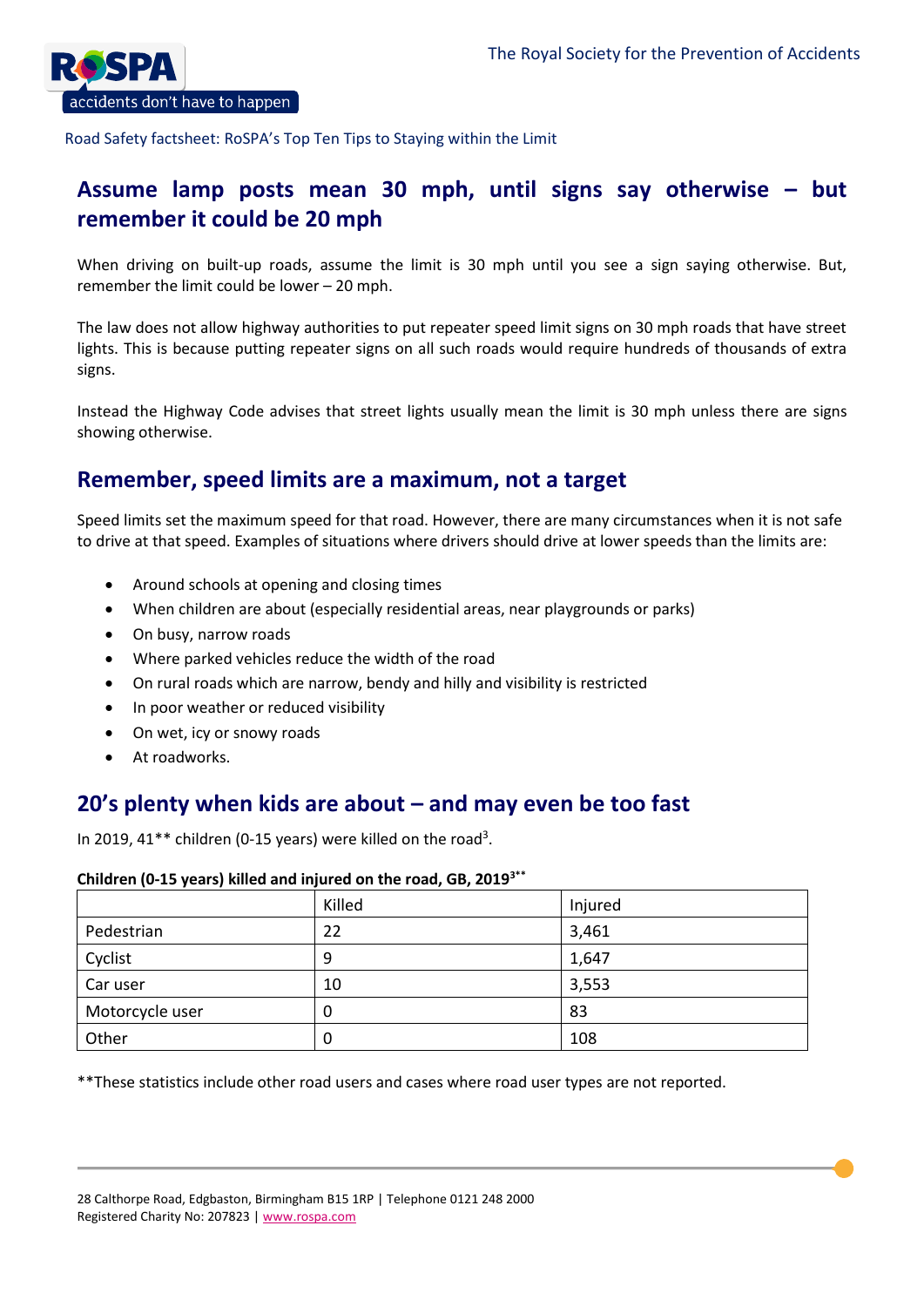## Assume lamp posts mean 30 mph, until signs say otherwise – but remember it could be 20 mph

When driving on built-up roads, assume the limit is 30 mph until you see a sign saying otherwise. But, remember the limit could be lower – 20 mph.

The law does not allow highway authorities to put repeater speed limit signs on 30 mph roads that have street lights. This is because putting repeater signs on all such roads would require hundreds of thousands of extra signs.

Instead the Highway Code advises that street lights usually mean the limit is 30 mph unless there are signs showing otherwise.

## Remember, speed limits are a maximum, not a target

Speed limits set the maximum speed for that road. However, there are many circumstances when it is not safe to drive at that speed. Examples of situations where drivers should drive at lower speeds than the limits are:

- Around schools at opening and closing times
- When children are about (especially residential areas, near playgrounds or parks)
- On busy, narrow roads
- Where parked vehicles reduce the width of the road
- On rural roads which are narrow, bendy and hilly and visibility is restricted
- In poor weather or reduced visibility
- On wet, icy or snowy roads
- At roadworks.

## 20's plenty when kids are about – and may even be too fast

In 2019, 41** children (0-15 years) were killed on the road[3].

**Children (0-15 years) killed and injured on the road, GB, 2019[3]****

| | Killed | Injured |
|---|---|---|
| Pedestrian | 22 | 3,461 |
| Cyclist | 9 | 1,647 |
| Car user | 10 | 3,553 |
| Motorcycle user | 0 | 83 |
| Other | 0 | 108 |

**These statistics include other road users and cases where road user types are not reported.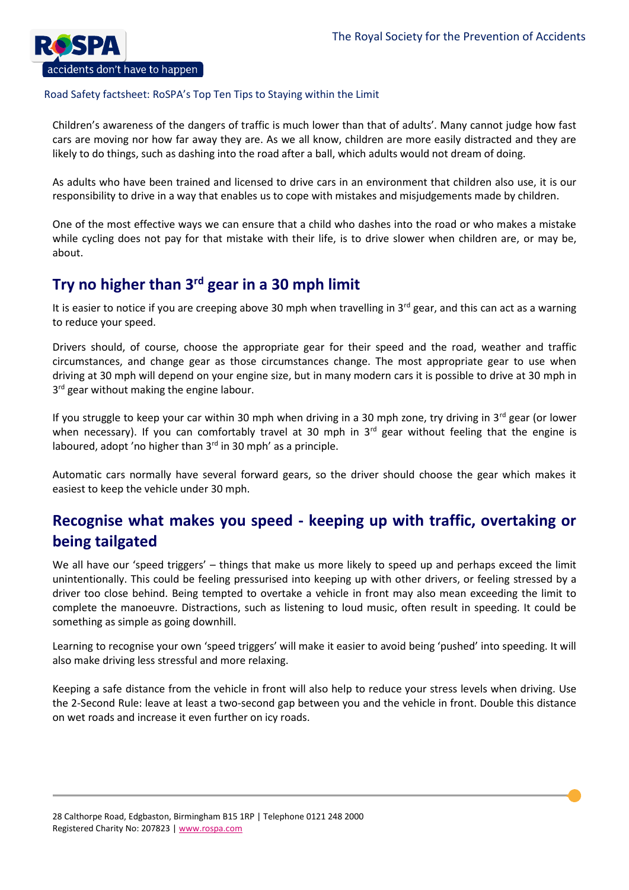Children's awareness of the dangers of traffic is much lower than that of adults'. Many cannot judge how fast cars are moving nor how far away they are. As we all know, children are more easily distracted and they are likely to do things, such as dashing into the road after a ball, which adults would not dream of doing.

As adults who have been trained and licensed to drive cars in an environment that children also use, it is our responsibility to drive in a way that enables us to cope with mistakes and misjudgements made by children.

One of the most effective ways we can ensure that a child who dashes into the road or who makes a mistake while cycling does not pay for that mistake with their life, is to drive slower when children are, or may be, about.

## Try no higher than 3rd gear in a 30 mph limit

It is easier to notice if you are creeping above 30 mph when travelling in 3rd gear, and this can act as a warning to reduce your speed.

Drivers should, of course, choose the appropriate gear for their speed and the road, weather and traffic circumstances, and change gear as those circumstances change. The most appropriate gear to use when driving at 30 mph will depend on your engine size, but in many modern cars it is possible to drive at 30 mph in 3rd gear without making the engine labour.

If you struggle to keep your car within 30 mph when driving in a 30 mph zone, try driving in 3rd gear (or lower when necessary). If you can comfortably travel at 30 mph in 3rd gear without feeling that the engine is laboured, adopt 'no higher than 3rd in 30 mph' as a principle.

Automatic cars normally have several forward gears, so the driver should choose the gear which makes it easiest to keep the vehicle under 30 mph.

## Recognise what makes you speed - keeping up with traffic, overtaking or being tailgated

We all have our 'speed triggers' – things that make us more likely to speed up and perhaps exceed the limit unintentionally. This could be feeling pressurised into keeping up with other drivers, or feeling stressed by a driver too close behind. Being tempted to overtake a vehicle in front may also mean exceeding the limit to complete the manoeuvre. Distractions, such as listening to loud music, often result in speeding. It could be something as simple as going downhill.

Learning to recognise your own 'speed triggers' will make it easier to avoid being 'pushed' into speeding. It will also make driving less stressful and more relaxing.

Keeping a safe distance from the vehicle in front will also help to reduce your stress levels when driving. Use the 2-Second Rule: leave at least a two-second gap between you and the vehicle in front. Double this distance on wet roads and increase it even further on icy roads.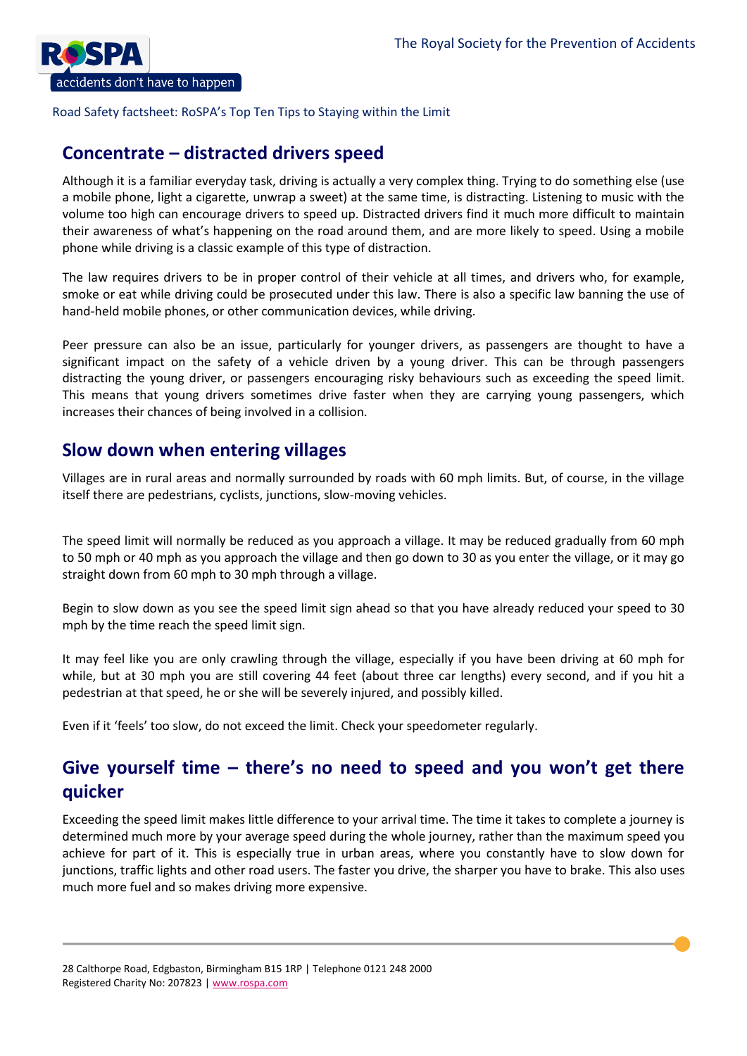Road Safety factsheet: RoSPA's Top Ten Tips to Staying within the Limit

## Concentrate – distracted drivers speed

Although it is a familiar everyday task, driving is actually a very complex thing. Trying to do something else (use a mobile phone, light a cigarette, unwrap a sweet) at the same time, is distracting. Listening to music with the volume too high can encourage drivers to speed up. Distracted drivers find it much more difficult to maintain their awareness of what's happening on the road around them, and are more likely to speed. Using a mobile phone while driving is a classic example of this type of distraction.

The law requires drivers to be in proper control of their vehicle at all times, and drivers who, for example, smoke or eat while driving could be prosecuted under this law. There is also a specific law banning the use of hand-held mobile phones, or other communication devices, while driving.

Peer pressure can also be an issue, particularly for younger drivers, as passengers are thought to have a significant impact on the safety of a vehicle driven by a young driver. This can be through passengers distracting the young driver, or passengers encouraging risky behaviours such as exceeding the speed limit. This means that young drivers sometimes drive faster when they are carrying young passengers, which increases their chances of being involved in a collision.

## Slow down when entering villages

Villages are in rural areas and normally surrounded by roads with 60 mph limits. But, of course, in the village itself there are pedestrians, cyclists, junctions, slow-moving vehicles.

The speed limit will normally be reduced as you approach a village. It may be reduced gradually from 60 mph to 50 mph or 40 mph as you approach the village and then go down to 30 as you enter the village, or it may go straight down from 60 mph to 30 mph through a village.

Begin to slow down as you see the speed limit sign ahead so that you have already reduced your speed to 30 mph by the time reach the speed limit sign.

It may feel like you are only crawling through the village, especially if you have been driving at 60 mph for while, but at 30 mph you are still covering 44 feet (about three car lengths) every second, and if you hit a pedestrian at that speed, he or she will be severely injured, and possibly killed.

Even if it 'feels' too slow, do not exceed the limit. Check your speedometer regularly.

## Give yourself time – there's no need to speed and you won't get there quicker

Exceeding the speed limit makes little difference to your arrival time. The time it takes to complete a journey is determined much more by your average speed during the whole journey, rather than the maximum speed you achieve for part of it. This is especially true in urban areas, where you constantly have to slow down for junctions, traffic lights and other road users. The faster you drive, the sharper you have to brake. This also uses much more fuel and so makes driving more expensive.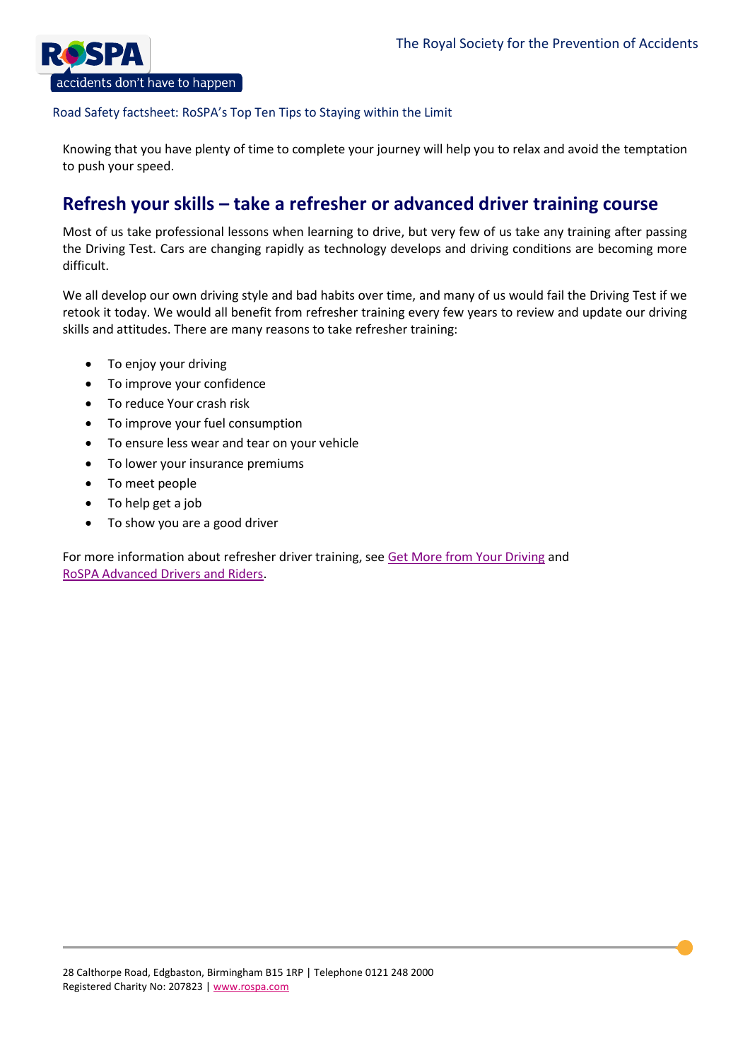Knowing that you have plenty of time to complete your journey will help you to relax and avoid the temptation to push your speed.

## Refresh your skills – take a refresher or advanced driver training course

Most of us take professional lessons when learning to drive, but very few of us take any training after passing the Driving Test. Cars are changing rapidly as technology develops and driving conditions are becoming more difficult.

We all develop our own driving style and bad habits over time, and many of us would fail the Driving Test if we retook it today. We would all benefit from refresher training every few years to review and update our driving skills and attitudes. There are many reasons to take refresher training:

- To enjoy your driving
- To improve your confidence
- To reduce Your crash risk
- To improve your fuel consumption
- To ensure less wear and tear on your vehicle
- To lower your insurance premiums
- To meet people
- To help get a job
- To show you are a good driver

For more information about refresher driver training, see Get More from Your Driving and RoSPA Advanced Drivers and Riders.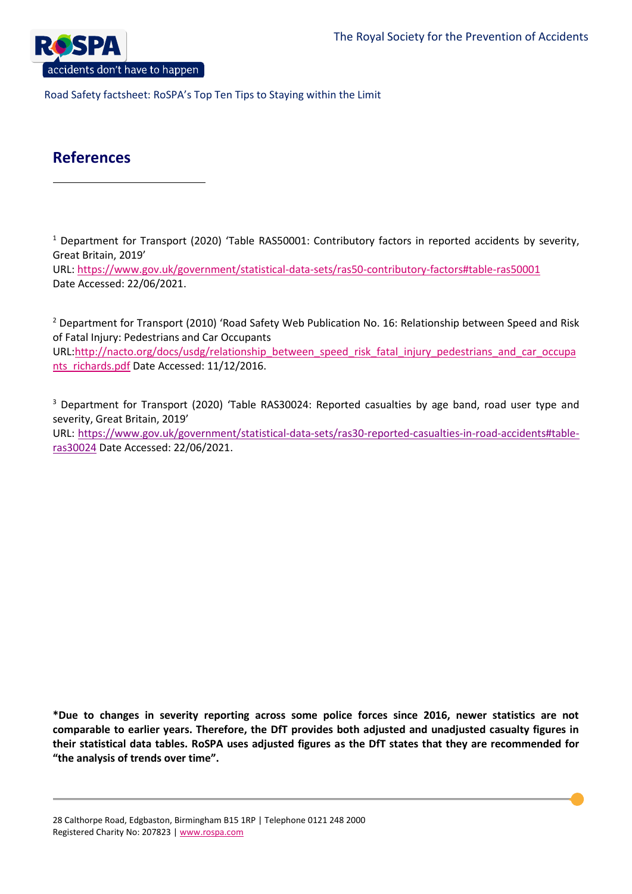## References

[1] Department for Transport (2020) 'Table RAS50001: Contributory factors in reported accidents by severity, Great Britain, 2019'
URL: https://www.gov.uk/government/statistical-data-sets/ras50-contributory-factors#table-ras50001
Date Accessed: 22/06/2021.

[2] Department for Transport (2010) 'Road Safety Web Publication No. 16: Relationship between Speed and Risk of Fatal Injury: Pedestrians and Car Occupants
URL:http://nacto.org/docs/usdg/relationship_between_speed_risk_fatal_injury_pedestrians_and_car_occupants_richards.pdf Date Accessed: 11/12/2016.

[3] Department for Transport (2020) 'Table RAS30024: Reported casualties by age band, road user type and severity, Great Britain, 2019'
URL: https://www.gov.uk/government/statistical-data-sets/ras30-reported-casualties-in-road-accidents#table-ras30024 Date Accessed: 22/06/2021.

**\*Due to changes in severity reporting across some police forces since 2016, newer statistics are not comparable to earlier years. Therefore, the DfT provides both adjusted and unadjusted casualty figures in their statistical data tables. RoSPA uses adjusted figures as the DfT states that they are recommended for "the analysis of trends over time".**